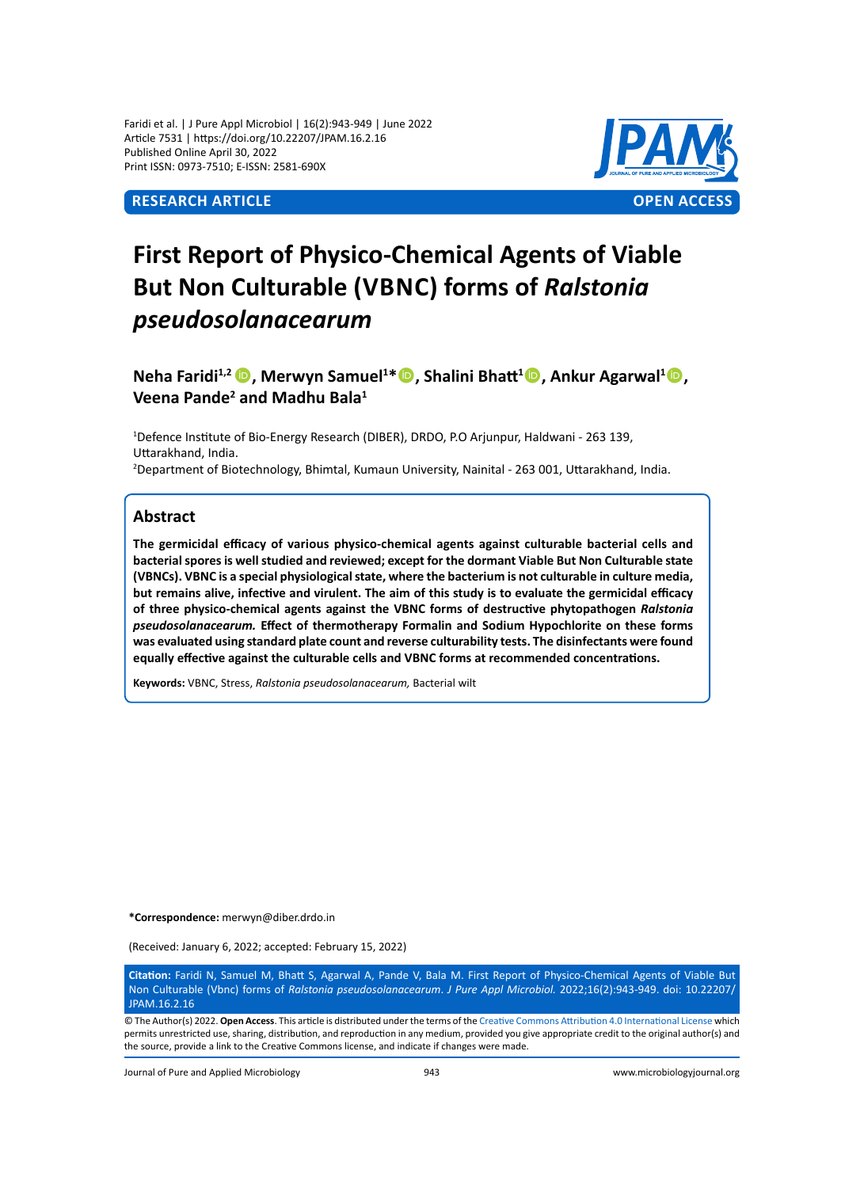RESEARCH ARTICLE | OPEN ACCESS

# First Report of Physico-Chemical Agents of Viable But Non Culturable (VBNC) forms of *Ralstonia pseudosolanacearum*

**Neha Faridi[1,2], Merwyn Samuel[1]*, Shalini Bhatt[1], Ankur Agarwal[1], Veena Pande[2] and Madhu Bala[1]**

[1]Defence Institute of Bio-Energy Research (DIBER), DRDO, P.O Arjunpur, Haldwani - 263 139, Uttarakhand, India.
[2]Department of Biotechnology, Bhimtal, Kumaun University, Nainital - 263 001, Uttarakhand, India.

## Abstract

**The germicidal efficacy of various physico-chemical agents against culturable bacterial cells and bacterial spores is well studied and reviewed; except for the dormant Viable But Non Culturable state (VBNCs). VBNC is a special physiological state, where the bacterium is not culturable in culture media, but remains alive, infective and virulent. The aim of this study is to evaluate the germicidal efficacy of three physico-chemical agents against the VBNC forms of destructive phytopathogen *Ralstonia pseudosolanacearum.* Effect of thermotherapy Formalin and Sodium Hypochlorite on these forms was evaluated using standard plate count and reverse culturability tests. The disinfectants were found equally effective against the culturable cells and VBNC forms at recommended concentrations.**

**Keywords:** VBNC, Stress, *Ralstonia pseudosolanacearum,* Bacterial wilt

**\*Correspondence:** merwyn@diber.drdo.in

(Received: January 6, 2022; accepted: February 15, 2022)

**Citation:** Faridi N, Samuel M, Bhatt S, Agarwal A, Pande V, Bala M. First Report of Physico-Chemical Agents of Viable But Non Culturable (Vbnc) forms of *Ralstonia pseudosolanacearum*. *J Pure Appl Microbiol.* 2022;16(2):943-949. doi: 10.22207/JPAM.16.2.16

© The Author(s) 2022. **Open Access**. This article is distributed under the terms of the Creative Commons Attribution 4.0 International License which permits unrestricted use, sharing, distribution, and reproduction in any medium, provided you give appropriate credit to the original author(s) and the source, provide a link to the Creative Commons license, and indicate if changes were made.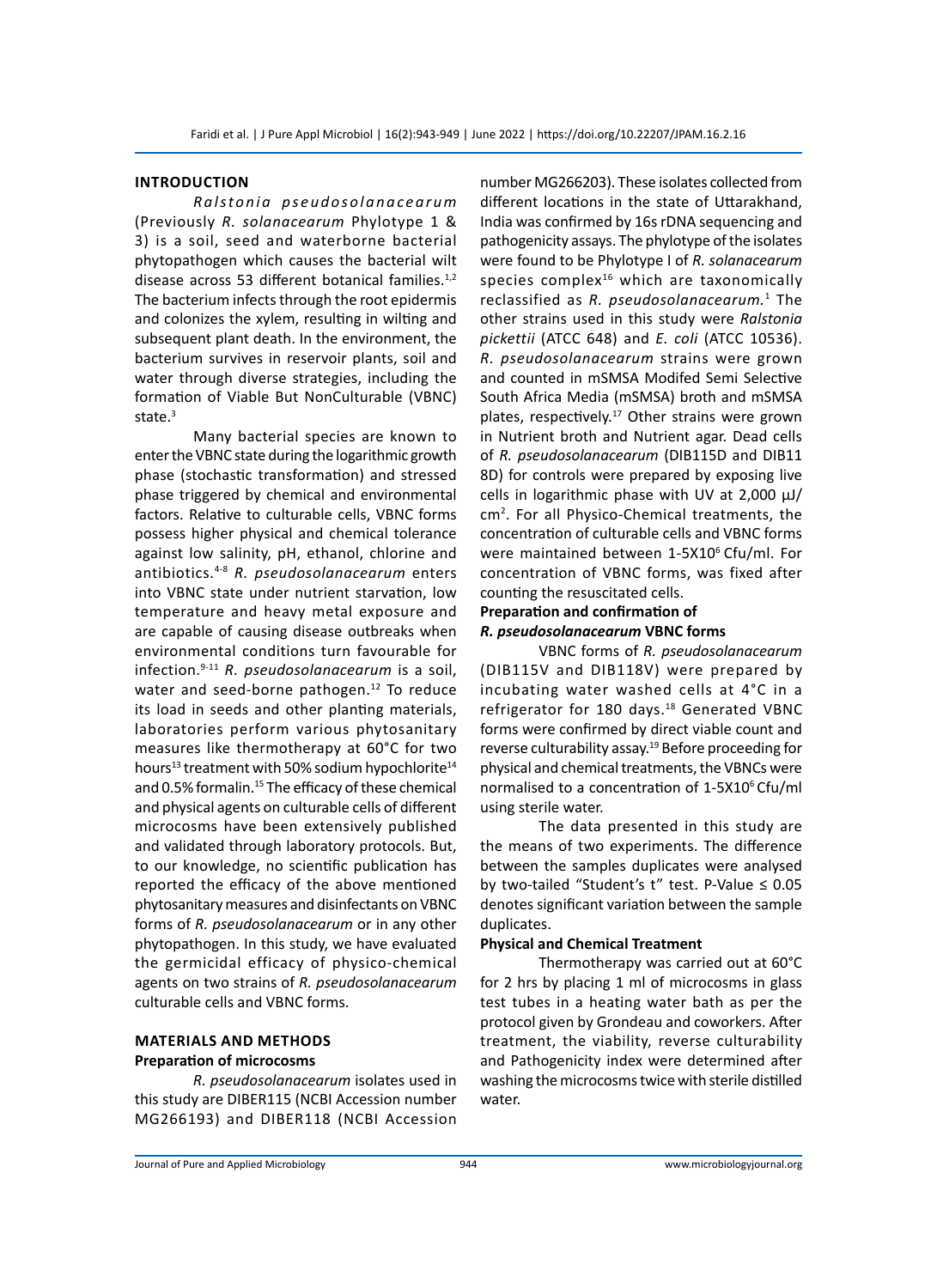## INTRODUCTION

*Ralstonia pseudosolanacearum* (Previously *R. solanacearum* Phylotype 1 & 3) is a soil, seed and waterborne bacterial phytopathogen which causes the bacterial wilt disease across 53 different botanical families.[1,2] The bacterium infects through the root epidermis and colonizes the xylem, resulting in wilting and subsequent plant death. In the environment, the bacterium survives in reservoir plants, soil and water through diverse strategies, including the formation of Viable But NonCulturable (VBNC) state.[3]

Many bacterial species are known to enter the VBNC state during the logarithmic growth phase (stochastic transformation) and stressed phase triggered by chemical and environmental factors. Relative to culturable cells, VBNC forms possess higher physical and chemical tolerance against low salinity, pH, ethanol, chlorine and antibiotics.[4-8] *R. pseudosolanacearum* enters into VBNC state under nutrient starvation, low temperature and heavy metal exposure and are capable of causing disease outbreaks when environmental conditions turn favourable for infection.[9-11] *R. pseudosolanacearum* is a soil, water and seed-borne pathogen.[12] To reduce its load in seeds and other planting materials, laboratories perform various phytosanitary measures like thermotherapy at 60°C for two hours[13] treatment with 50% sodium hypochlorite[14] and 0.5% formalin.[15] The efficacy of these chemical and physical agents on culturable cells of different microcosms have been extensively published and validated through laboratory protocols. But, to our knowledge, no scientific publication has reported the efficacy of the above mentioned phytosanitary measures and disinfectants on VBNC forms of *R. pseudosolanacearum* or in any other phytopathogen. In this study, we have evaluated the germicidal efficacy of physico-chemical agents on two strains of *R. pseudosolanacearum* culturable cells and VBNC forms.

## MATERIALS AND METHODS

### Preparation of microcosms

*R. pseudosolanacearum* isolates used in this study are DIBER115 (NCBI Accession number MG266193) and DIBER118 (NCBI Accession number MG266203). These isolates collected from different locations in the state of Uttarakhand, India was confirmed by 16s rDNA sequencing and pathogenicity assays. The phylotype of the isolates were found to be Phylotype I of *R. solanacearum* species complex[16] which are taxonomically reclassified as *R. pseudosolanacearum.*[1] The other strains used in this study were *Ralstonia pickettii* (ATCC 648) and *E. coli* (ATCC 10536). *R. pseudosolanacearum* strains were grown and counted in mSMSA Modifed Semi Selective South Africa Media (mSMSA) broth and mSMSA plates, respectively.[17] Other strains were grown in Nutrient broth and Nutrient agar. Dead cells of *R. pseudosolanacearum* (DIB115D and DIB11 8D) for controls were prepared by exposing live cells in logarithmic phase with UV at 2,000 µJ/cm$^2$. For all Physico-Chemical treatments, the concentration of culturable cells and VBNC forms were maintained between 1-5X10$^6$ Cfu/ml. For concentration of VBNC forms, was fixed after counting the resuscitated cells.

### Preparation and confirmation of *R. pseudosolanacearum* VBNC forms

VBNC forms of *R. pseudosolanacearum* (DIB115V and DIB118V) were prepared by incubating water washed cells at 4°C in a refrigerator for 180 days.[18] Generated VBNC forms were confirmed by direct viable count and reverse culturability assay.[19] Before proceeding for physical and chemical treatments, the VBNCs were normalised to a concentration of 1-5X10$^6$ Cfu/ml using sterile water.

The data presented in this study are the means of two experiments. The difference between the samples duplicates were analysed by two-tailed "Student's t" test. P-Value ≤ 0.05 denotes significant variation between the sample duplicates.

### Physical and Chemical Treatment

Thermotherapy was carried out at 60°C for 2 hrs by placing 1 ml of microcosms in glass test tubes in a heating water bath as per the protocol given by Grondeau and coworkers. After treatment, the viability, reverse culturability and Pathogenicity index were determined after washing the microcosms twice with sterile distilled water.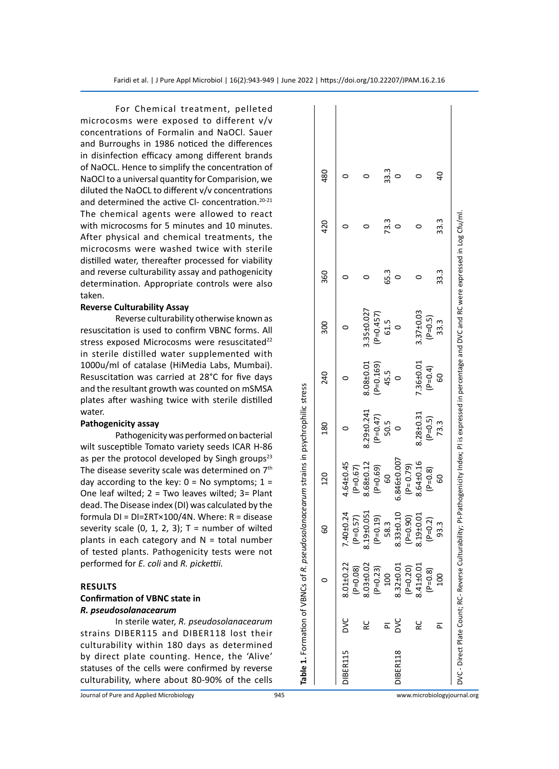For Chemical treatment, pelleted microcosms were exposed to different v/v concentrations of Formalin and NaOCl. Sauer and Burroughs in 1986 noticed the differences in disinfection efficacy among different brands of NaOCL. Hence to simplify the concentration of NaOCl to a universal quantity for Comparision, we diluted the NaOCL to different v/v concentrations and determined the active Cl- concentration.[20-21] The chemical agents were allowed to react with microcosms for 5 minutes and 10 minutes. After physical and chemical treatments, the microcosms were washed twice with sterile distilled water, thereafter processed for viability and reverse culturability assay and pathogenicity determination. Appropriate controls were also taken.

**Reverse Culturability Assay**

Reverse culturability otherwise known as resuscitation is used to confirm VBNC forms. All stress exposed Microcosms were resuscitated[22] in sterile distilled water supplemented with 1000u/ml of catalase (HiMedia Labs, Mumbai). Resuscitation was carried at 28°C for five days and the resultant growth was counted on mSMSA plates after washing twice with sterile distilled water.

**Pathogenicity assay**

Pathogenicity was performed on bacterial wilt susceptible Tomato variety seeds ICAR H-86 as per the protocol developed by Singh groups[23] The disease severity scale was determined on 7th day according to the key: 0 = No symptoms; 1 = One leaf wilted; 2 = Two leaves wilted; 3= Plant dead. The Disease index (DI) was calculated by the formula DI = DI=ΣRT×100/4N. Where: R = disease severity scale (0, 1, 2, 3); T = number of wilted plants in each category and N = total number of tested plants. Pathogenicity tests were not performed for *E. coli* and *R. pickettii.*

## RESULTS

### Confirmation of VBNC state in *R. pseudosolanacearum*

In sterile water, *R. pseudosolanacearum* strains DIBER115 and DIBER118 lost their culturability within 180 days as determined by direct plate counting. Hence, the 'Alive' statuses of the cells were confirmed by reverse culturability, where about 80-90% of the cells

**Table 1.** Formation of VBNCs of *R. pseudosolanacearum* strains in psychrophilic stress

| | | 0 | 60 | 120 | 180 | 240 | 300 | 360 | 420 | 480 |
|---|---|---|---|---|---|---|---|---|---|---|
| DIBER115 | DVC | 8.01±0.22 (P=0.08) | 7.40±0.24 (P=0.57) | 4.64±0.45 (P=0.67) | 0 | 0 | 0 | 0 | 0 | 0 |
| | RC | 8.03±0.02 (P=0.23) | 8.19±0.051 (P=0.19) | 8.68±0.12 (P=0.69) | 8.29±0.241 (P=0.47) | 8.08±0.01 (P=0.169) | 3.35±0.027 (P=0.457) | 0 | 0 | 0 |
| | PI | 100 | 58.3 | 60 | 50.5 | 45.5 | 61.5 | 65.3 | 73.3 | 33.3 |
| DIBER118 | DVC | 8.32±0.01 (P=0.20) | 8.33±0.10 (P=0.90) | 6.846±0.007 (P= 0.79) | 0 | 0 | 0 | 0 | 0 | 0 |
| | RC | 8.41±0.01 (P=0.8) | 8.19±0.01 (P=0.2) | 8.64±0.16 (P=0.8) | 8.28±0.31 (P=0.5) | 7.36±0.01 (P=0.4) | 3.37±0.03 (P=0.5) | 0 | 0 | 0 |
| | PI | 100 | 93.3 | 60 | 73.3 | 60 | 33.3 | 33.3 | 33.3 | 40 |

DVC - Direct Plate Count; RC- Reverse Culturability; PI-Pathogenicity Index; PI is expressed in percentage and DVC and RC were expressed in Log Cfu/ml.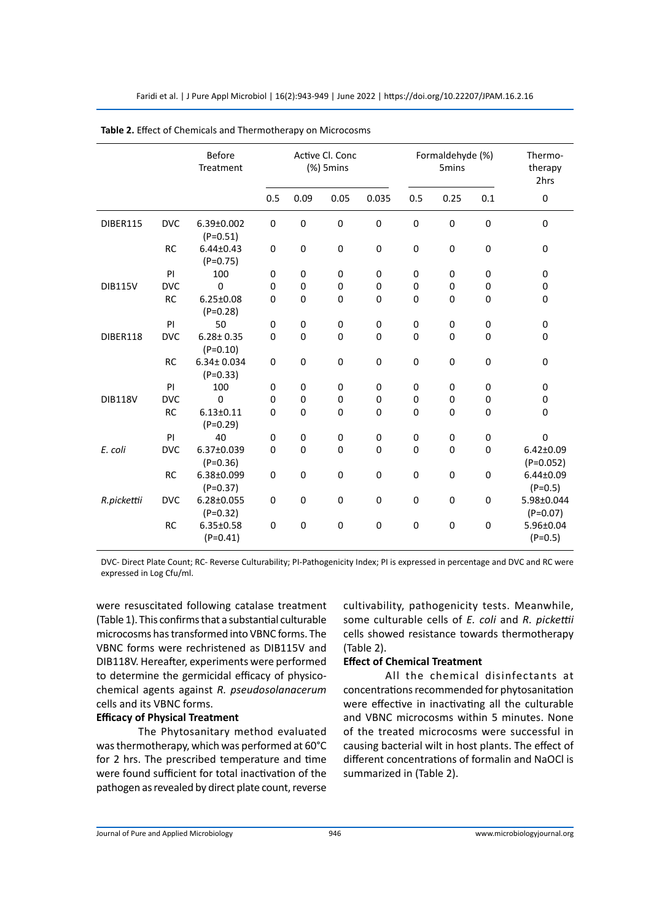**Table 2.** Effect of Chemicals and Thermotherapy on Microcosms

| | | Before Treatment | Active Cl. Conc (%) 5mins | | | | Formaldehyde (%) 5mins | | | Thermo-therapy 2hrs |
|---|---|---|---|---|---|---|---|---|---|---|
| | | | 0.5 | 0.09 | 0.05 | 0.035 | 0.5 | 0.25 | 0.1 | 0 |
| DIBER115 | DVC | 6.39±0.002 (P=0.51) | 0 | 0 | 0 | 0 | 0 | 0 | 0 | 0 |
| | RC | 6.44±0.43 (P=0.75) | 0 | 0 | 0 | 0 | 0 | 0 | 0 | 0 |
| | PI | 100 | 0 | 0 | 0 | 0 | 0 | 0 | 0 | 0 |
| DIB115V | DVC | 0 | 0 | 0 | 0 | 0 | 0 | 0 | 0 | 0 |
| | RC | 6.25±0.08 (P=0.28) | 0 | 0 | 0 | 0 | 0 | 0 | 0 | 0 |
| | PI | 50 | 0 | 0 | 0 | 0 | 0 | 0 | 0 | 0 |
| DIBER118 | DVC | 6.28± 0.35 (P=0.10) | 0 | 0 | 0 | 0 | 0 | 0 | 0 | 0 |
| | RC | 6.34± 0.034 (P=0.33) | 0 | 0 | 0 | 0 | 0 | 0 | 0 | 0 |
| | PI | 100 | 0 | 0 | 0 | 0 | 0 | 0 | 0 | 0 |
| DIB118V | DVC | 0 | 0 | 0 | 0 | 0 | 0 | 0 | 0 | 0 |
| | RC | 6.13±0.11 (P=0.29) | 0 | 0 | 0 | 0 | 0 | 0 | 0 | 0 |
| | PI | 40 | 0 | 0 | 0 | 0 | 0 | 0 | 0 | 0 |
| *E. coli* | DVC | 6.37±0.039 (P=0.36) | 0 | 0 | 0 | 0 | 0 | 0 | 0 | 6.42±0.09 (P=0.052) |
| | RC | 6.38±0.099 (P=0.37) | 0 | 0 | 0 | 0 | 0 | 0 | 0 | 6.44±0.09 (P=0.5) |
| *R.pickettii* | DVC | 6.28±0.055 (P=0.32) | 0 | 0 | 0 | 0 | 0 | 0 | 0 | 5.98±0.044 (P=0.07) |
| | RC | 6.35±0.58 (P=0.41) | 0 | 0 | 0 | 0 | 0 | 0 | 0 | 5.96±0.04 (P=0.5) |

DVC- Direct Plate Count; RC- Reverse Culturability; PI-Pathogenicity Index; PI is expressed in percentage and DVC and RC were expressed in Log Cfu/ml.

were resuscitated following catalase treatment (Table 1). This confirms that a substantial culturable microcosms has transformed into VBNC forms. The VBNC forms were rechristened as DIB115V and DIB118V. Hereafter, experiments were performed to determine the germicidal efficacy of physico-chemical agents against *R. pseudosolanacerum* cells and its VBNC forms.

**Efficacy of Physical Treatment**

The Phytosanitary method evaluated was thermotherapy, which was performed at 60°C for 2 hrs. The prescribed temperature and time were found sufficient for total inactivation of the pathogen as revealed by direct plate count, reverse cultivability, pathogenicity tests. Meanwhile, some culturable cells of *E. coli* and *R. pickettii* cells showed resistance towards thermotherapy (Table 2).

**Effect of Chemical Treatment**

All the chemical disinfectants at concentrations recommended for phytosanitation were effective in inactivating all the culturable and VBNC microcosms within 5 minutes. None of the treated microcosms were successful in causing bacterial wilt in host plants. The effect of different concentrations of formalin and NaOCl is summarized in (Table 2).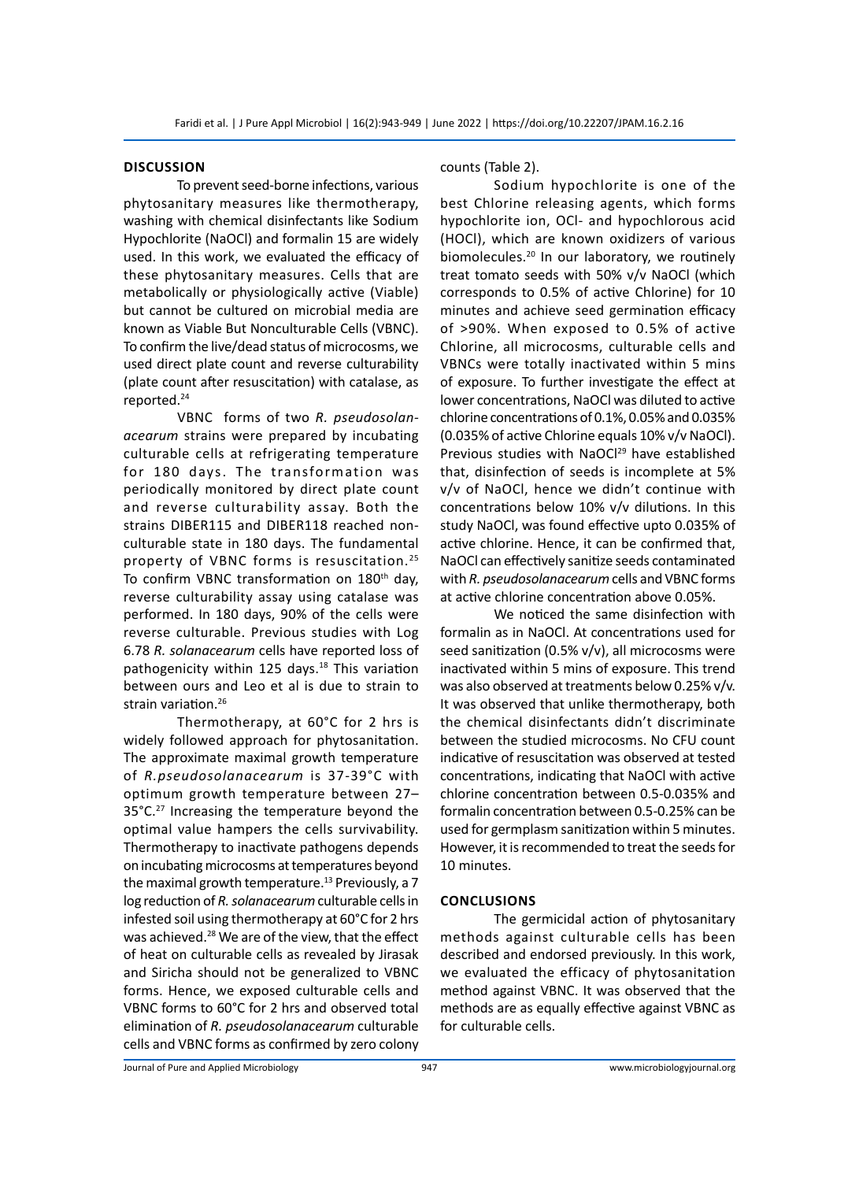## DISCUSSION

To prevent seed-borne infections, various phytosanitary measures like thermotherapy, washing with chemical disinfectants like Sodium Hypochlorite (NaOCl) and formalin 15 are widely used. In this work, we evaluated the efficacy of these phytosanitary measures. Cells that are metabolically or physiologically active (Viable) but cannot be cultured on microbial media are known as Viable But Nonculturable Cells (VBNC). To confirm the live/dead status of microcosms, we used direct plate count and reverse culturability (plate count after resuscitation) with catalase, as reported.[24]

VBNC forms of two *R. pseudosolanacearum* strains were prepared by incubating culturable cells at refrigerating temperature for 180 days. The transformation was periodically monitored by direct plate count and reverse culturability assay. Both the strains DIBER115 and DIBER118 reached non-culturable state in 180 days. The fundamental property of VBNC forms is resuscitation.[25] To confirm VBNC transformation on 180th day, reverse culturability assay using catalase was performed. In 180 days, 90% of the cells were reverse culturable. Previous studies with Log 6.78 *R. solanacearum* cells have reported loss of pathogenicity within 125 days.[18] This variation between ours and Leo et al is due to strain to strain variation.[26]

Thermotherapy, at 60°C for 2 hrs is widely followed approach for phytosanitation. The approximate maximal growth temperature of *R.pseudosolanacearum* is 37-39°C with optimum growth temperature between 27–35°C.[27] Increasing the temperature beyond the optimal value hampers the cells survivability. Thermotherapy to inactivate pathogens depends on incubating microcosms at temperatures beyond the maximal growth temperature.[13] Previously, a 7 log reduction of *R. solanacearum* culturable cells in infested soil using thermotherapy at 60°C for 2 hrs was achieved.[28] We are of the view, that the effect of heat on culturable cells as revealed by Jirasak and Siricha should not be generalized to VBNC forms. Hence, we exposed culturable cells and VBNC forms to 60°C for 2 hrs and observed total elimination of *R. pseudosolanacearum* culturable cells and VBNC forms as confirmed by zero colony counts (Table 2).

Sodium hypochlorite is one of the best Chlorine releasing agents, which forms hypochlorite ion, OCl- and hypochlorous acid (HOCl), which are known oxidizers of various biomolecules.[20] In our laboratory, we routinely treat tomato seeds with 50% v/v NaOCl (which corresponds to 0.5% of active Chlorine) for 10 minutes and achieve seed germination efficacy of >90%. When exposed to 0.5% of active Chlorine, all microcosms, culturable cells and VBNCs were totally inactivated within 5 mins of exposure. To further investigate the effect at lower concentrations, NaOCl was diluted to active chlorine concentrations of 0.1%, 0.05% and 0.035% (0.035% of active Chlorine equals 10% v/v NaOCl). Previous studies with NaOCl[29] have established that, disinfection of seeds is incomplete at 5% v/v of NaOCl, hence we didn't continue with concentrations below 10% v/v dilutions. In this study NaOCl, was found effective upto 0.035% of active chlorine. Hence, it can be confirmed that, NaOCl can effectively sanitize seeds contaminated with *R. pseudosolanacearum* cells and VBNC forms at active chlorine concentration above 0.05%.

We noticed the same disinfection with formalin as in NaOCl. At concentrations used for seed sanitization (0.5% v/v), all microcosms were inactivated within 5 mins of exposure. This trend was also observed at treatments below 0.25% v/v. It was observed that unlike thermotherapy, both the chemical disinfectants didn't discriminate between the studied microcosms. No CFU count indicative of resuscitation was observed at tested concentrations, indicating that NaOCl with active chlorine concentration between 0.5-0.035% and formalin concentration between 0.5-0.25% can be used for germplasm sanitization within 5 minutes. However, it is recommended to treat the seeds for 10 minutes.

## CONCLUSIONS

The germicidal action of phytosanitary methods against culturable cells has been described and endorsed previously. In this work, we evaluated the efficacy of phytosanitation method against VBNC. It was observed that the methods are as equally effective against VBNC as for culturable cells.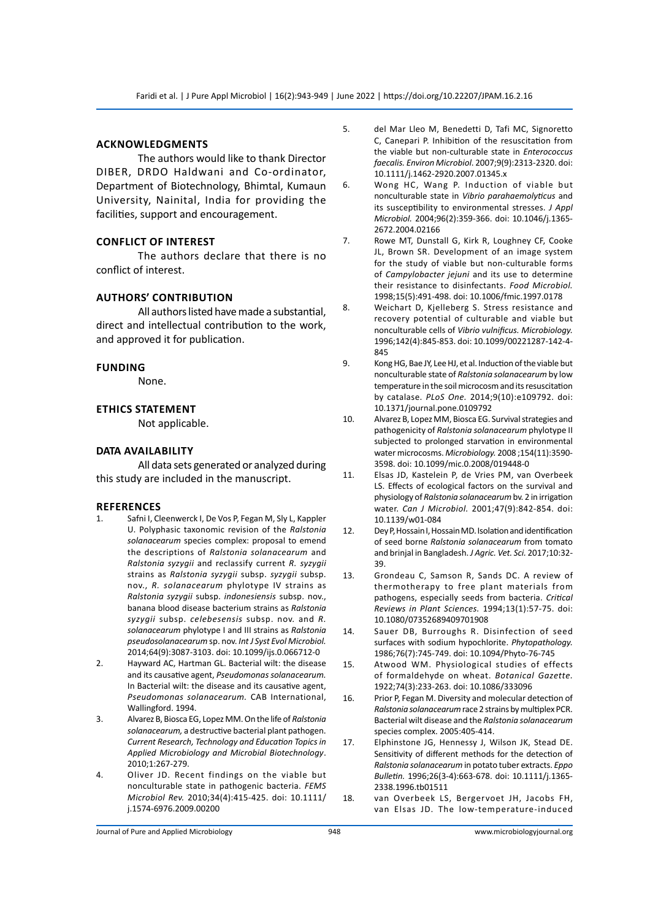## ACKNOWLEDGMENTS

The authors would like to thank Director DIBER, DRDO Haldwani and Co-ordinator, Department of Biotechnology, Bhimtal, Kumaun University, Nainital, India for providing the facilities, support and encouragement.

## CONFLICT OF INTEREST

The authors declare that there is no conflict of interest.

## AUTHORS' CONTRIBUTION

All authors listed have made a substantial, direct and intellectual contribution to the work, and approved it for publication.

## FUNDING

None.

## ETHICS STATEMENT

Not applicable.

## DATA AVAILABILITY

All data sets generated or analyzed during this study are included in the manuscript.

## REFERENCES

1. Safni I, Cleenwerck I, De Vos P, Fegan M, Sly L, Kappler U. Polyphasic taxonomic revision of the *Ralstonia solanacearum* species complex: proposal to emend the descriptions of *Ralstonia solanacearum* and *Ralstonia syzygii* and reclassify current *R. syzygii* strains as *Ralstonia syzygii* subsp. *syzygii* subsp. nov., *R. solanacearum* phylotype IV strains as *Ralstonia syzygii* subsp. *indonesiensis* subsp. nov., banana blood disease bacterium strains as *Ralstonia syzygii* subsp. *celebesensis* subsp. nov. and *R. solanacearum* phylotype I and III strains as *Ralstonia pseudosolanacearum* sp. nov. *Int J Syst Evol Microbiol.* 2014;64(9):3087-3103. doi: 10.1099/ijs.0.066712-0
2. Hayward AC, Hartman GL. Bacterial wilt: the disease and its causative agent, *Pseudomonas solanacearum.* In Bacterial wilt: the disease and its causative agent, *Pseudomonas solanacearum.* CAB International, Wallingford. 1994.
3. Alvarez B, Biosca EG, Lopez MM. On the life of *Ralstonia solanacearum,* a destructive bacterial plant pathogen. *Current Research, Technology and Education Topics in Applied Microbiology and Microbial Biotechnology*. 2010;1:267-279.
4. Oliver JD. Recent findings on the viable but nonculturable state in pathogenic bacteria. *FEMS Microbiol Rev.* 2010;34(4):415-425. doi: 10.1111/j.1574-6976.2009.00200
5. del Mar Lleo M, Benedetti D, Tafi MC, Signoretto C, Canepari P. Inhibition of the resuscitation from the viable but non-culturable state in *Enterococcus faecalis. Environ Microbiol*. 2007;9(9):2313-2320. doi: 10.1111/j.1462-2920.2007.01345.x
6. Wong HC, Wang P. Induction of viable but nonculturable state in *Vibrio parahaemolyticus* and its susceptibility to environmental stresses. *J Appl Microbiol.* 2004;96(2):359-366. doi: 10.1046/j.1365-2672.2004.02166
7. Rowe MT, Dunstall G, Kirk R, Loughney CF, Cooke JL, Brown SR. Development of an image system for the study of viable but non-culturable forms of *Campylobacter jejuni* and its use to determine their resistance to disinfectants. *Food Microbiol.* 1998;15(5):491-498. doi: 10.1006/fmic.1997.0178
8. Weichart D, Kjelleberg S. Stress resistance and recovery potential of culturable and viable but nonculturable cells of *Vibrio vulnificus. Microbiology.* 1996;142(4):845-853. doi: 10.1099/00221287-142-4-845
9. Kong HG, Bae JY, Lee HJ, et al. Induction of the viable but nonculturable state of *Ralstonia solanacearum* by low temperature in the soil microcosm and its resuscitation by catalase. *PLoS One.* 2014;9(10):e109792. doi: 10.1371/journal.pone.0109792
10. Alvarez B, Lopez MM, Biosca EG. Survival strategies and pathogenicity of *Ralstonia solanacearum* phylotype II subjected to prolonged starvation in environmental water microcosms. *Microbiology.* 2008 ;154(11):3590-3598. doi: 10.1099/mic.0.2008/019448-0
11. Elsas JD, Kastelein P, de Vries PM, van Overbeek LS. Effects of ecological factors on the survival and physiology of *Ralstonia solanacearum* bv. 2 in irrigation water. *Can J Microbiol.* 2001;47(9):842-854. doi: 10.1139/w01-084
12. Dey P, Hossain I, Hossain MD. Isolation and identification of seed borne *Ralstonia solanacearum* from tomato and brinjal in Bangladesh. *J Agric. Vet. Sci.* 2017;10:32-39.
13. Grondeau C, Samson R, Sands DC. A review of thermotherapy to free plant materials from pathogens, especially seeds from bacteria. *Critical Reviews in Plant Sciences.* 1994;13(1):57-75. doi: 10.1080/07352689409701908
14. Sauer DB, Burroughs R. Disinfection of seed surfaces with sodium hypochlorite. *Phytopathology.* 1986;76(7):745-749. doi: 10.1094/Phyto-76-745
15. Atwood WM. Physiological studies of effects of formaldehyde on wheat. *Botanical Gazette.* 1922;74(3):233-263. doi: 10.1086/333096
16. Prior P, Fegan M. Diversity and molecular detection of *Ralstonia solanacearum* race 2 strains by multiplex PCR. Bacterial wilt disease and the *Ralstonia solanacearum* species complex. 2005:405-414.
17. Elphinstone JG, Hennessy J, Wilson JK, Stead DE. Sensitivity of different methods for the detection of *Ralstonia solanacearum* in potato tuber extracts. *Eppo Bulletin.* 1996;26(3-4):663-678. doi: 10.1111/j.1365-2338.1996.tb01511
18. van Overbeek LS, Bergervoet JH, Jacobs FH, van Elsas JD. The low-temperature-induced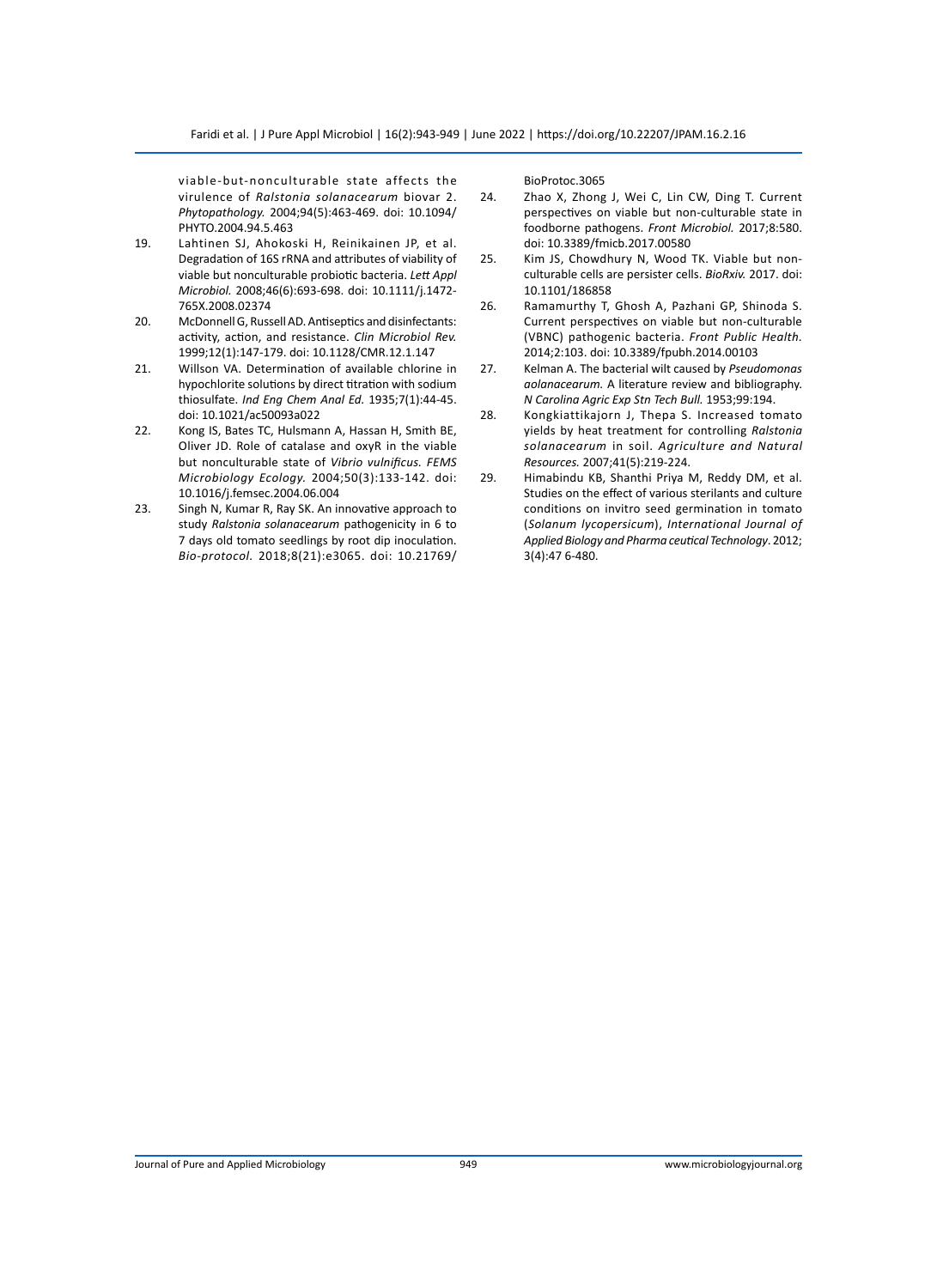viable-but-nonculturable state affects the virulence of *Ralstonia solanacearum* biovar 2. *Phytopathology.* 2004;94(5):463-469. doi: 10.1094/PHYTO.2004.94.5.463

19. Lahtinen SJ, Ahokoski H, Reinikainen JP, et al. Degradation of 16S rRNA and attributes of viability of viable but nonculturable probiotic bacteria. *Lett Appl Microbiol.* 2008;46(6):693-698. doi: 10.1111/j.1472-765X.2008.02374
20. McDonnell G, Russell AD. Antiseptics and disinfectants: activity, action, and resistance. *Clin Microbiol Rev.* 1999;12(1):147-179. doi: 10.1128/CMR.12.1.147
21. Willson VA. Determination of available chlorine in hypochlorite solutions by direct titration with sodium thiosulfate. *Ind Eng Chem Anal Ed.* 1935;7(1):44-45. doi: 10.1021/ac50093a022
22. Kong IS, Bates TC, Hulsmann A, Hassan H, Smith BE, Oliver JD. Role of catalase and oxyR in the viable but nonculturable state of *Vibrio vulnificus. FEMS Microbiology Ecology.* 2004;50(3):133-142. doi: 10.1016/j.femsec.2004.06.004
23. Singh N, Kumar R, Ray SK. An innovative approach to study *Ralstonia solanacearum* pathogenicity in 6 to 7 days old tomato seedlings by root dip inoculation. *Bio-protocol.* 2018;8(21):e3065. doi: 10.21769/BioProtoc.3065
24. Zhao X, Zhong J, Wei C, Lin CW, Ding T. Current perspectives on viable but non-culturable state in foodborne pathogens. *Front Microbiol.* 2017;8:580. doi: 10.3389/fmicb.2017.00580
25. Kim JS, Chowdhury N, Wood TK. Viable but non-culturable cells are persister cells. *BioRxiv.* 2017. doi: 10.1101/186858
26. Ramamurthy T, Ghosh A, Pazhani GP, Shinoda S. Current perspectives on viable but non-culturable (VBNC) pathogenic bacteria. *Front Public Health.* 2014;2:103. doi: 10.3389/fpubh.2014.00103
27. Kelman A. The bacterial wilt caused by *Pseudomonas aolanacearum.* A literature review and bibliography. *N Carolina Agric Exp Stn Tech Bull.* 1953;99:194.
28. Kongkiattikajorn J, Thepa S. Increased tomato yields by heat treatment for controlling *Ralstonia solanacearum* in soil. *Agriculture and Natural Resources.* 2007;41(5):219-224.
29. Himabindu KB, Shanthi Priya M, Reddy DM, et al. Studies on the effect of various sterilants and culture conditions on invitro seed germination in tomato (*Solanum lycopersicum*), *International Journal of Applied Biology and Pharma ceutical Technology*. 2012; 3(4):47 6-480.